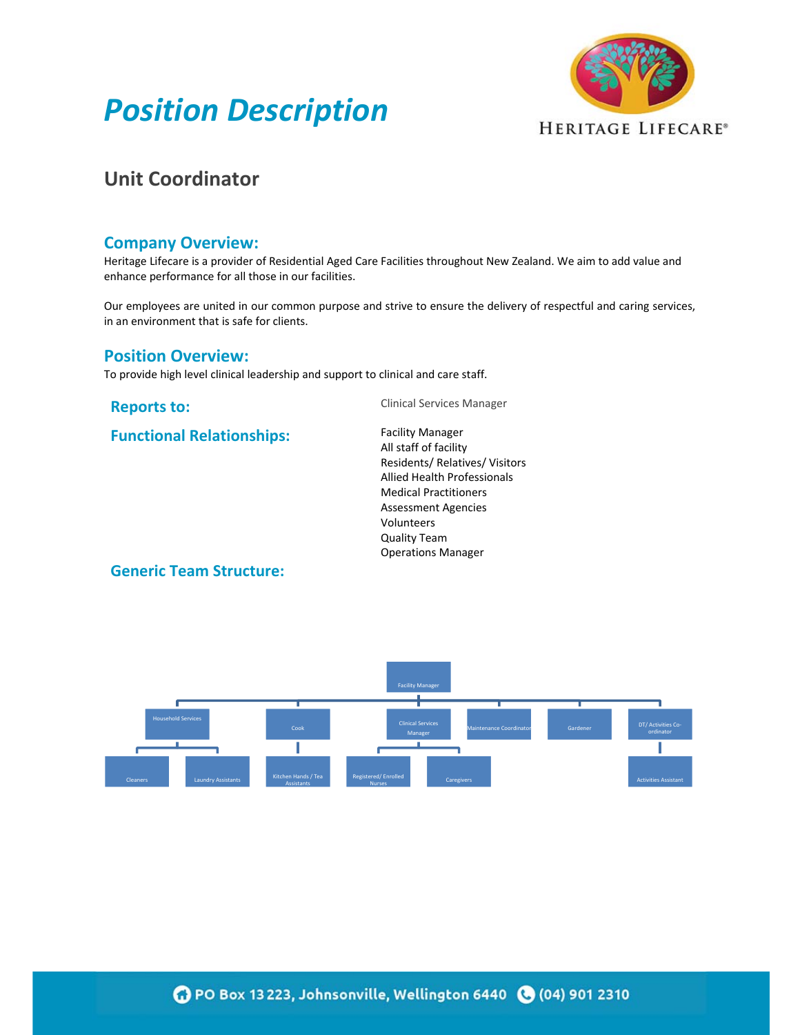# *Position Description*

HERITAGE LIFECARE®

## Unit Coordinator

### Company Overview:

Heritage Lifecare is a provider of Residential Aged Care Facilities throughout New Zealand. We aim to add value and enhance performance for all those in our facilities.

Our employees are united in our common purpose and strive to ensure the delivery of respectful and caring services, in an environment that is safe for clients.

### Position Overview:

To provide high level clinical leadership and support to clinical and care staff.

**Reports to:** Clinical Services Manager

**Functional Relationships:**

Facility Manager
All staff of facility
Residents/ Relatives/ Visitors
Allied Health Professionals
Medical Practitioners
Assessment Agencies
Volunteers
Quality Team
Operations Manager

**Generic Team Structure:**

- Facility Manager
  - Household Services
    - Cleaners
    - Laundry Assistants
  - Cook
    - Kitchen Hands / Tea Assistants
  - Clinical Services Manager
    - Registered/ Enrolled Nurses
    - Caregivers
  - Maintenance Coordinator
  - Gardener
  - DT/ Activities Co-ordinator
    - Activities Assistant

PO Box 13 223, Johnsonville, Wellington 6440 (04) 901 2310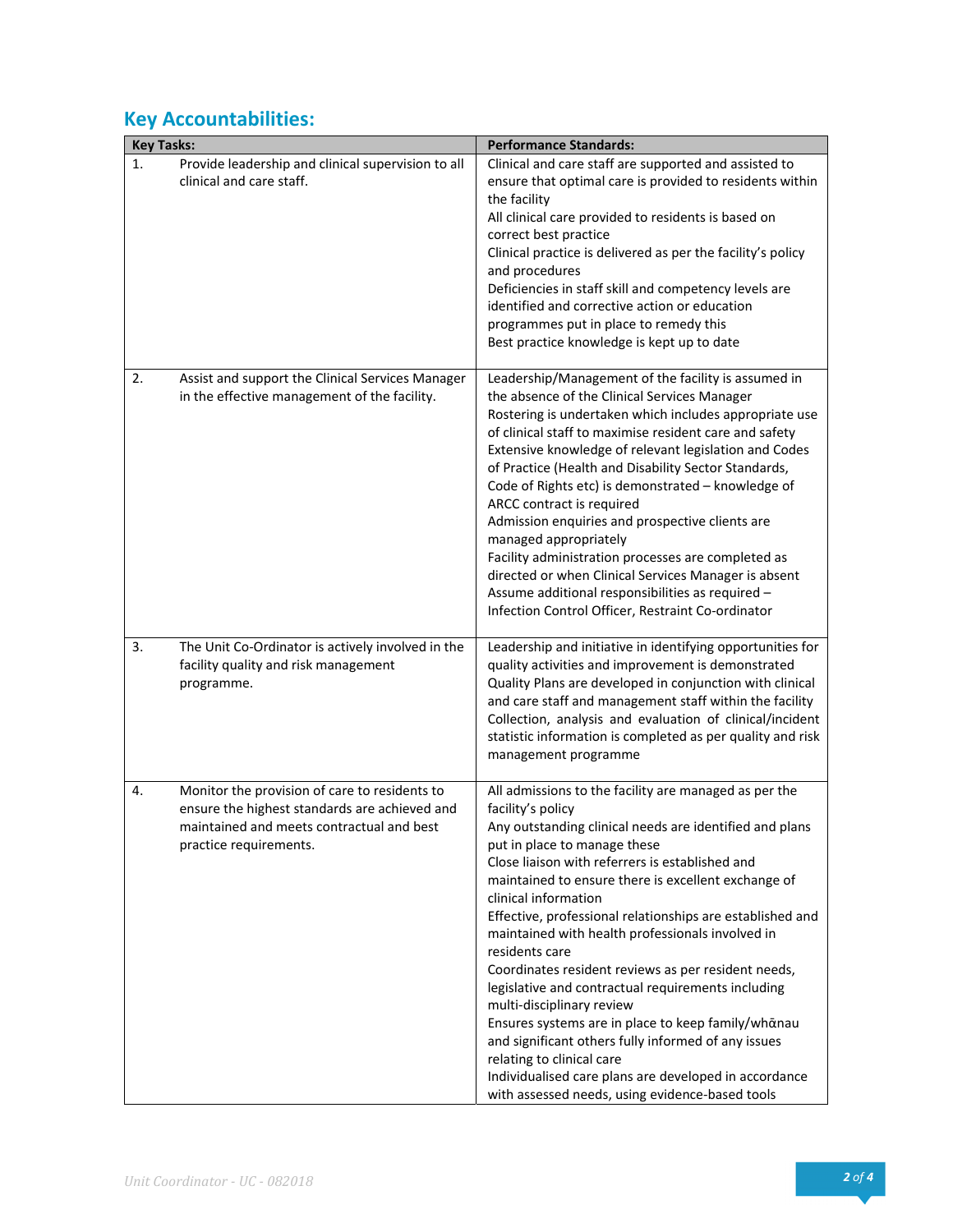## Key Accountabilities:

| Key Tasks: | Performance Standards: |
|---|---|
| 1. Provide leadership and clinical supervision to all clinical and care staff. | Clinical and care staff are supported and assisted to ensure that optimal care is provided to residents within the facility<br>All clinical care provided to residents is based on correct best practice<br>Clinical practice is delivered as per the facility's policy and procedures<br>Deficiencies in staff skill and competency levels are identified and corrective action or education programmes put in place to remedy this<br>Best practice knowledge is kept up to date |
| 2. Assist and support the Clinical Services Manager in the effective management of the facility. | Leadership/Management of the facility is assumed in the absence of the Clinical Services Manager<br>Rostering is undertaken which includes appropriate use of clinical staff to maximise resident care and safety<br>Extensive knowledge of relevant legislation and Codes of Practice (Health and Disability Sector Standards, Code of Rights etc) is demonstrated – knowledge of ARCC contract is required<br>Admission enquiries and prospective clients are managed appropriately<br>Facility administration processes are completed as directed or when Clinical Services Manager is absent<br>Assume additional responsibilities as required – Infection Control Officer, Restraint Co-ordinator |
| 3. The Unit Co-Ordinator is actively involved in the facility quality and risk management programme. | Leadership and initiative in identifying opportunities for quality activities and improvement is demonstrated<br>Quality Plans are developed in conjunction with clinical and care staff and management staff within the facility<br>Collection, analysis and evaluation of clinical/incident statistic information is completed as per quality and risk management programme |
| 4. Monitor the provision of care to residents to ensure the highest standards are achieved and maintained and meets contractual and best practice requirements. | All admissions to the facility are managed as per the facility's policy<br>Any outstanding clinical needs are identified and plans put in place to manage these<br>Close liaison with referrers is established and maintained to ensure there is excellent exchange of clinical information<br>Effective, professional relationships are established and maintained with health professionals involved in residents care<br>Coordinates resident reviews as per resident needs, legislative and contractual requirements including multi-disciplinary review<br>Ensures systems are in place to keep family/whānau and significant others fully informed of any issues relating to clinical care<br>Individualised care plans are developed in accordance with assessed needs, using evidence-based tools |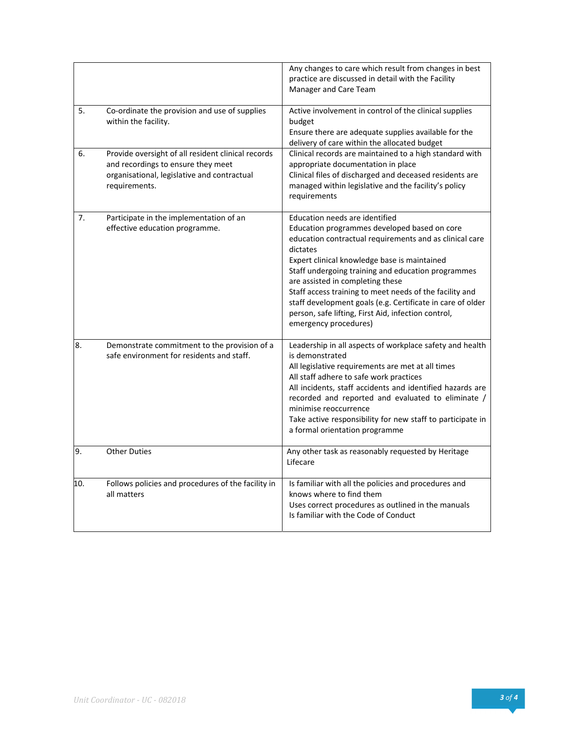| | | |
|---|---|---|
| | | Any changes to care which result from changes in best practice are discussed in detail with the Facility Manager and Care Team |
| 5. | Co-ordinate the provision and use of supplies within the facility. | Active involvement in control of the clinical supplies budget<br>Ensure there are adequate supplies available for the delivery of care within the allocated budget |
| 6. | Provide oversight of all resident clinical records and recordings to ensure they meet organisational, legislative and contractual requirements. | Clinical records are maintained to a high standard with appropriate documentation in place<br>Clinical files of discharged and deceased residents are managed within legislative and the facility's policy requirements |
| 7. | Participate in the implementation of an effective education programme. | Education needs are identified<br>Education programmes developed based on core education contractual requirements and as clinical care dictates<br>Expert clinical knowledge base is maintained<br>Staff undergoing training and education programmes are assisted in completing these<br>Staff access training to meet needs of the facility and staff development goals (e.g. Certificate in care of older person, safe lifting, First Aid, infection control, emergency procedures) |
| 8. | Demonstrate commitment to the provision of a safe environment for residents and staff. | Leadership in all aspects of workplace safety and health is demonstrated<br>All legislative requirements are met at all times<br>All staff adhere to safe work practices<br>All incidents, staff accidents and identified hazards are recorded and reported and evaluated to eliminate / minimise reoccurrence<br>Take active responsibility for new staff to participate in a formal orientation programme |
| 9. | Other Duties | Any other task as reasonably requested by Heritage Lifecare |
| 10. | Follows policies and procedures of the facility in all matters | Is familiar with all the policies and procedures and knows where to find them<br>Uses correct procedures as outlined in the manuals<br>Is familiar with the Code of Conduct |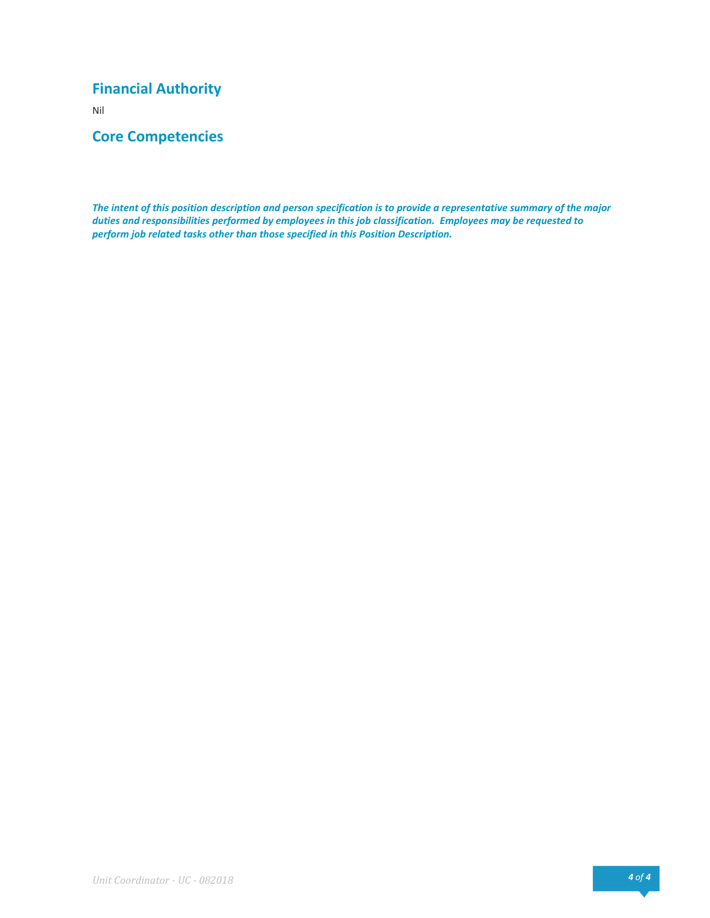## Financial Authority

Nil

## Core Competencies

***The intent of this position description and person specification is to provide a representative summary of the major duties and responsibilities performed by employees in this job classification. Employees may be requested to perform job related tasks other than those specified in this Position Description.***